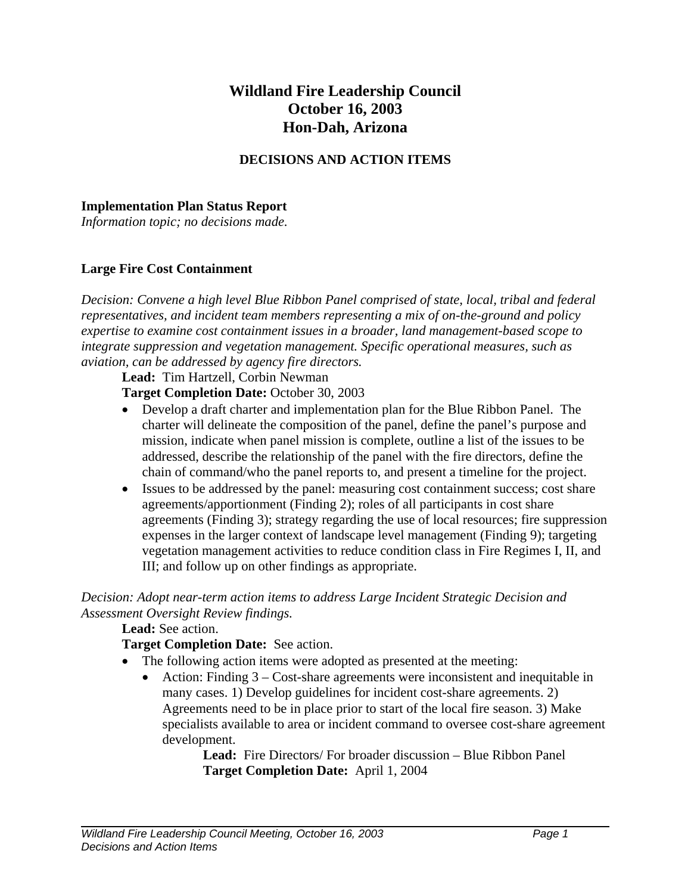# Wildland Fire Leadership Council
# October 16, 2003
# Hon-Dah, Arizona

## DECISIONS AND ACTION ITEMS

### Implementation Plan Status Report

*Information topic; no decisions made.*

### Large Fire Cost Containment

*Decision: Convene a high level Blue Ribbon Panel comprised of state, local, tribal and federal representatives, and incident team members representing a mix of on-the-ground and policy expertise to examine cost containment issues in a broader, land management-based scope to integrate suppression and vegetation management. Specific operational measures, such as aviation, can be addressed by agency fire directors.*

**Lead:** Tim Hartzell, Corbin Newman
**Target Completion Date:** October 30, 2003

- Develop a draft charter and implementation plan for the Blue Ribbon Panel. The charter will delineate the composition of the panel, define the panel's purpose and mission, indicate when panel mission is complete, outline a list of the issues to be addressed, describe the relationship of the panel with the fire directors, define the chain of command/who the panel reports to, and present a timeline for the project.
- Issues to be addressed by the panel: measuring cost containment success; cost share agreements/apportionment (Finding 2); roles of all participants in cost share agreements (Finding 3); strategy regarding the use of local resources; fire suppression expenses in the larger context of landscape level management (Finding 9); targeting vegetation management activities to reduce condition class in Fire Regimes I, II, and III; and follow up on other findings as appropriate.

*Decision: Adopt near-term action items to address Large Incident Strategic Decision and Assessment Oversight Review findings.*

**Lead:** See action.
**Target Completion Date:** See action.

- The following action items were adopted as presented at the meeting:
  - Action: Finding 3 – Cost-share agreements were inconsistent and inequitable in many cases. 1) Develop guidelines for incident cost-share agreements. 2) Agreements need to be in place prior to start of the local fire season. 3) Make specialists available to area or incident command to oversee cost-share agreement development.

    **Lead:** Fire Directors/ For broader discussion – Blue Ribbon Panel
    **Target Completion Date:** April 1, 2004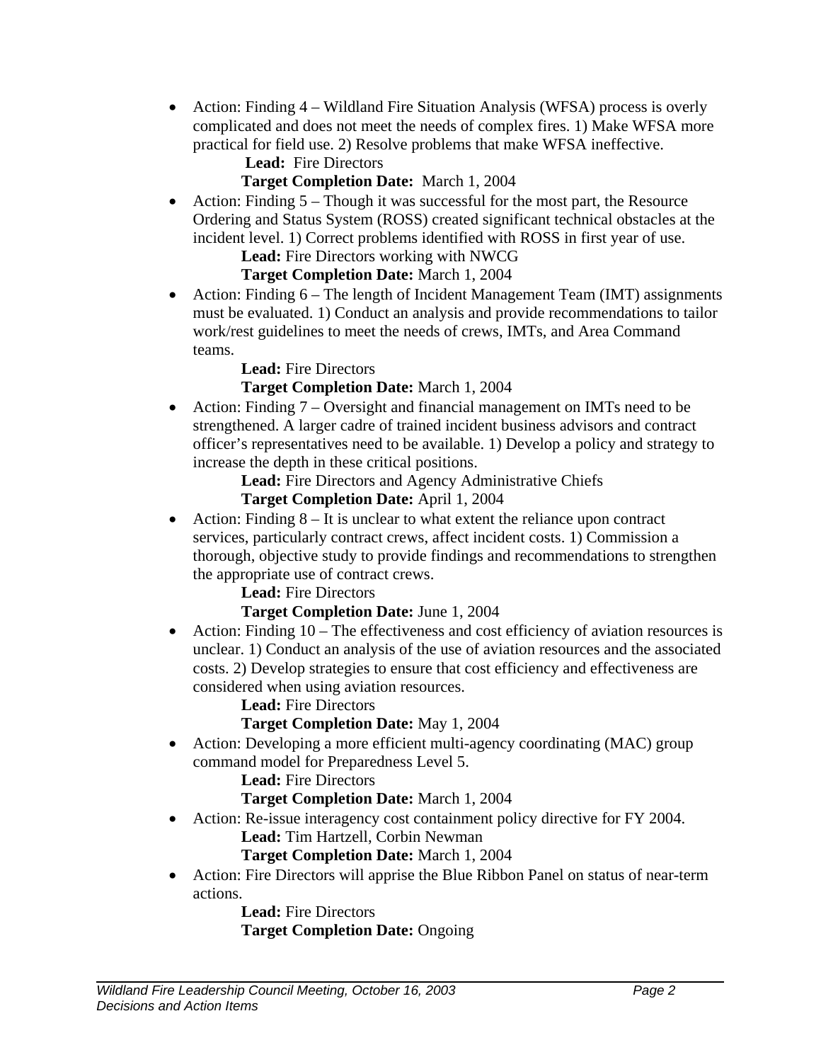- Action: Finding 4 – Wildland Fire Situation Analysis (WFSA) process is overly complicated and does not meet the needs of complex fires. 1) Make WFSA more practical for field use. 2) Resolve problems that make WFSA ineffective.
  **Lead:** Fire Directors
  **Target Completion Date:** March 1, 2004
- Action: Finding 5 – Though it was successful for the most part, the Resource Ordering and Status System (ROSS) created significant technical obstacles at the incident level. 1) Correct problems identified with ROSS in first year of use.
  **Lead:** Fire Directors working with NWCG
  **Target Completion Date:** March 1, 2004
- Action: Finding 6 – The length of Incident Management Team (IMT) assignments must be evaluated. 1) Conduct an analysis and provide recommendations to tailor work/rest guidelines to meet the needs of crews, IMTs, and Area Command teams.
  **Lead:** Fire Directors
  **Target Completion Date:** March 1, 2004
- Action: Finding 7 – Oversight and financial management on IMTs need to be strengthened. A larger cadre of trained incident business advisors and contract officer's representatives need to be available. 1) Develop a policy and strategy to increase the depth in these critical positions.
  **Lead:** Fire Directors and Agency Administrative Chiefs
  **Target Completion Date:** April 1, 2004
- Action: Finding 8 – It is unclear to what extent the reliance upon contract services, particularly contract crews, affect incident costs. 1) Commission a thorough, objective study to provide findings and recommendations to strengthen the appropriate use of contract crews.
  **Lead:** Fire Directors
  **Target Completion Date:** June 1, 2004
- Action: Finding 10 – The effectiveness and cost efficiency of aviation resources is unclear. 1) Conduct an analysis of the use of aviation resources and the associated costs. 2) Develop strategies to ensure that cost efficiency and effectiveness are considered when using aviation resources.
  **Lead:** Fire Directors
  **Target Completion Date:** May 1, 2004
- Action: Developing a more efficient multi-agency coordinating (MAC) group command model for Preparedness Level 5.
  **Lead:** Fire Directors
  **Target Completion Date:** March 1, 2004
- Action: Re-issue interagency cost containment policy directive for FY 2004.
  **Lead:** Tim Hartzell, Corbin Newman
  **Target Completion Date:** March 1, 2004
- Action: Fire Directors will apprise the Blue Ribbon Panel on status of near-term actions.
  **Lead:** Fire Directors
  **Target Completion Date:** Ongoing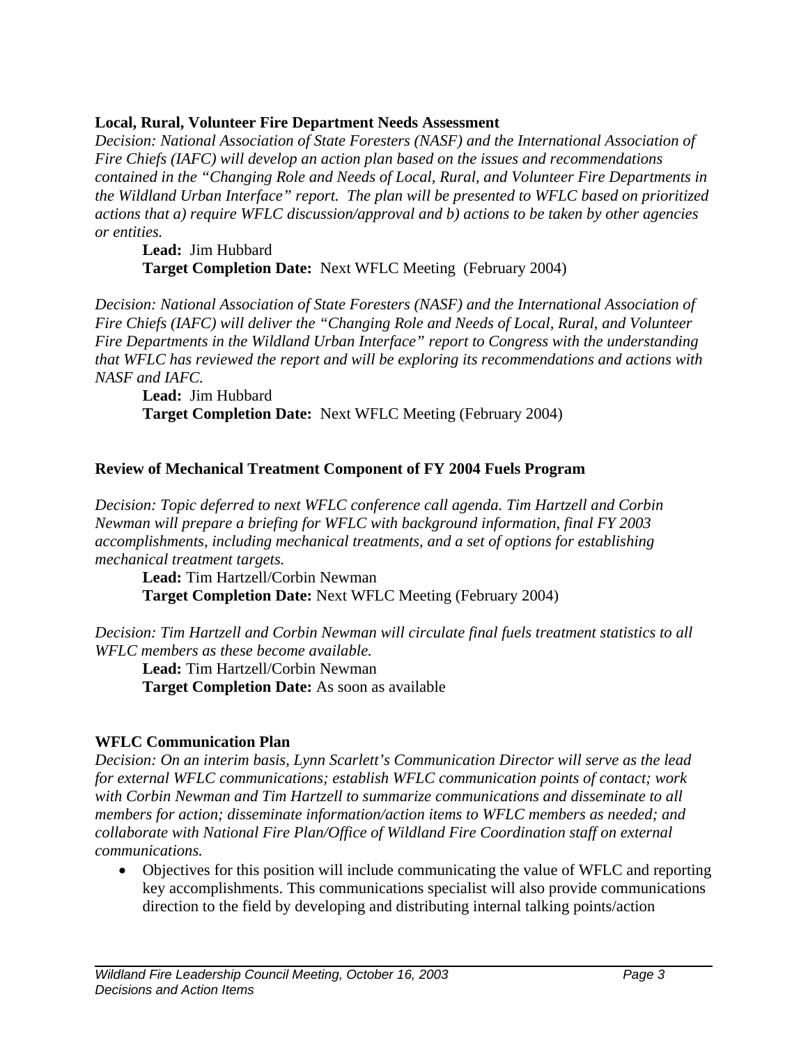**Local, Rural, Volunteer Fire Department Needs Assessment**

*Decision: National Association of State Foresters (NASF) and the International Association of Fire Chiefs (IAFC) will develop an action plan based on the issues and recommendations contained in the "Changing Role and Needs of Local, Rural, and Volunteer Fire Departments in the Wildland Urban Interface" report. The plan will be presented to WFLC based on prioritized actions that a) require WFLC discussion/approval and b) actions to be taken by other agencies or entities.*

**Lead:** Jim Hubbard
**Target Completion Date:** Next WFLC Meeting (February 2004)

*Decision: National Association of State Foresters (NASF) and the International Association of Fire Chiefs (IAFC) will deliver the "Changing Role and Needs of Local, Rural, and Volunteer Fire Departments in the Wildland Urban Interface" report to Congress with the understanding that WFLC has reviewed the report and will be exploring its recommendations and actions with NASF and IAFC.*

**Lead:** Jim Hubbard
**Target Completion Date:** Next WFLC Meeting (February 2004)

**Review of Mechanical Treatment Component of FY 2004 Fuels Program**

*Decision: Topic deferred to next WFLC conference call agenda. Tim Hartzell and Corbin Newman will prepare a briefing for WFLC with background information, final FY 2003 accomplishments, including mechanical treatments, and a set of options for establishing mechanical treatment targets.*

**Lead:** Tim Hartzell/Corbin Newman
**Target Completion Date:** Next WFLC Meeting (February 2004)

*Decision: Tim Hartzell and Corbin Newman will circulate final fuels treatment statistics to all WFLC members as these become available.*

**Lead:** Tim Hartzell/Corbin Newman
**Target Completion Date:** As soon as available

**WFLC Communication Plan**

*Decision: On an interim basis, Lynn Scarlett's Communication Director will serve as the lead for external WFLC communications; establish WFLC communication points of contact; work with Corbin Newman and Tim Hartzell to summarize communications and disseminate to all members for action; disseminate information/action items to WFLC members as needed; and collaborate with National Fire Plan/Office of Wildland Fire Coordination staff on external communications.*

- Objectives for this position will include communicating the value of WFLC and reporting key accomplishments. This communications specialist will also provide communications direction to the field by developing and distributing internal talking points/action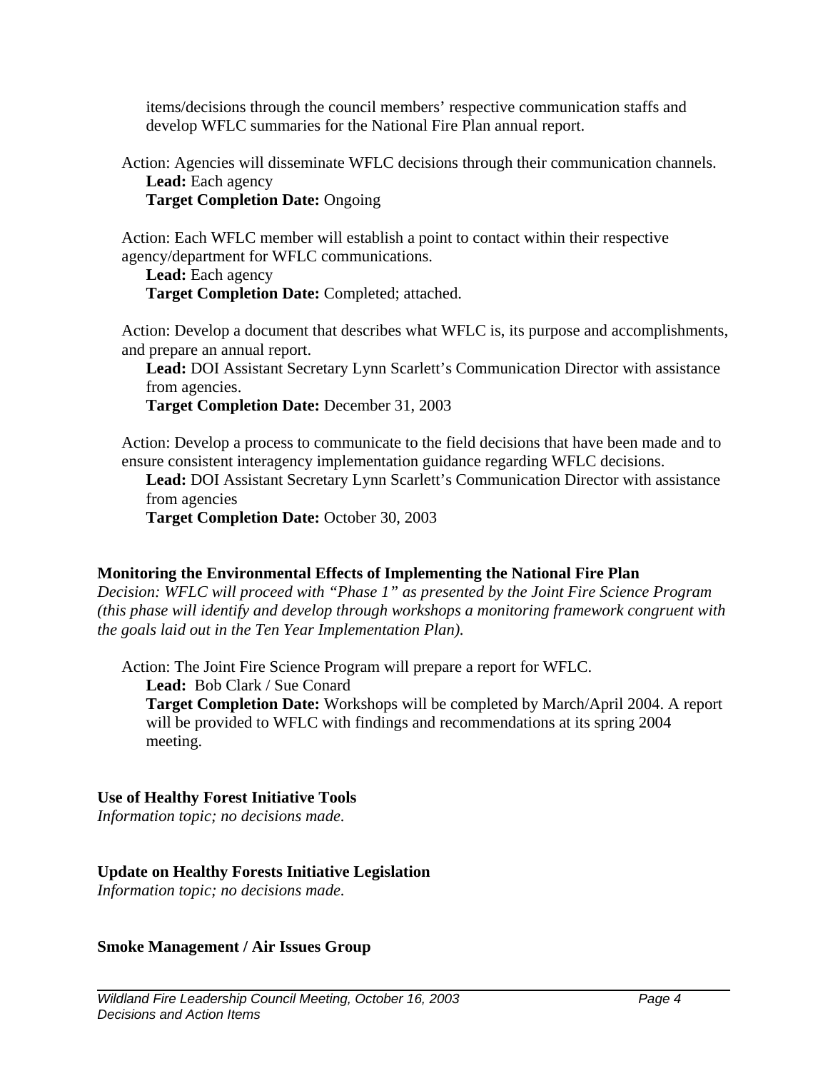items/decisions through the council members' respective communication staffs and develop WFLC summaries for the National Fire Plan annual report.

Action: Agencies will disseminate WFLC decisions through their communication channels.
**Lead:** Each agency
**Target Completion Date:** Ongoing

Action: Each WFLC member will establish a point to contact within their respective agency/department for WFLC communications.
**Lead:** Each agency
**Target Completion Date:** Completed; attached.

Action: Develop a document that describes what WFLC is, its purpose and accomplishments, and prepare an annual report.
**Lead:** DOI Assistant Secretary Lynn Scarlett's Communication Director with assistance from agencies.
**Target Completion Date:** December 31, 2003

Action: Develop a process to communicate to the field decisions that have been made and to ensure consistent interagency implementation guidance regarding WFLC decisions.
**Lead:** DOI Assistant Secretary Lynn Scarlett's Communication Director with assistance from agencies
**Target Completion Date:** October 30, 2003

**Monitoring the Environmental Effects of Implementing the National Fire Plan**
*Decision: WFLC will proceed with "Phase 1" as presented by the Joint Fire Science Program (this phase will identify and develop through workshops a monitoring framework congruent with the goals laid out in the Ten Year Implementation Plan).*

Action: The Joint Fire Science Program will prepare a report for WFLC.
**Lead:** Bob Clark / Sue Conard
**Target Completion Date:** Workshops will be completed by March/April 2004. A report will be provided to WFLC with findings and recommendations at its spring 2004 meeting.

**Use of Healthy Forest Initiative Tools**
*Information topic; no decisions made.*

**Update on Healthy Forests Initiative Legislation**
*Information topic; no decisions made.*

**Smoke Management / Air Issues Group**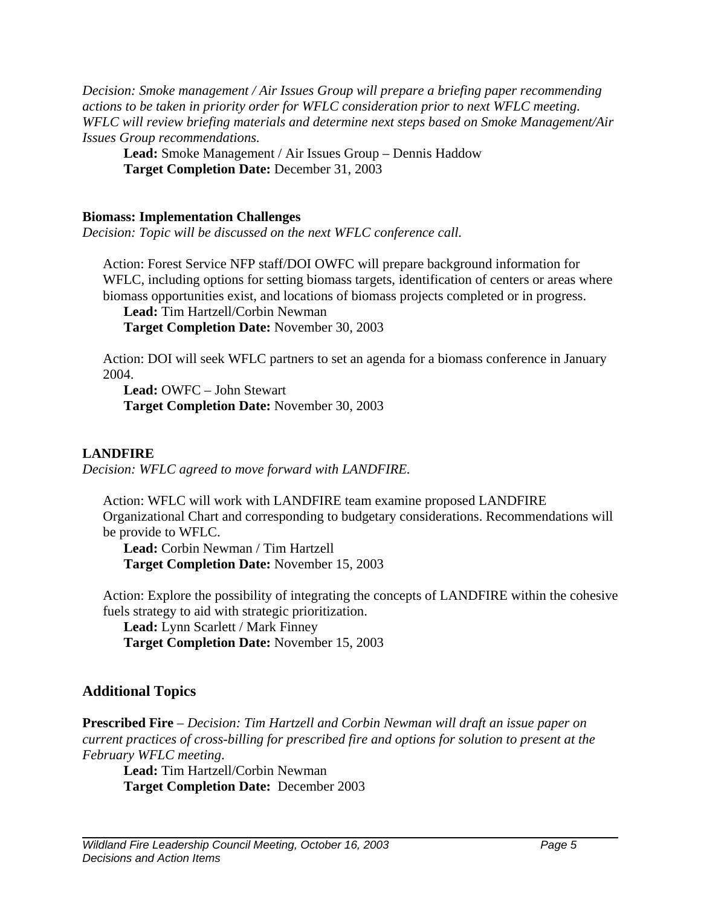*Decision: Smoke management / Air Issues Group will prepare a briefing paper recommending actions to be taken in priority order for WFLC consideration prior to next WFLC meeting. WFLC will review briefing materials and determine next steps based on Smoke Management/Air Issues Group recommendations.*

**Lead:** Smoke Management / Air Issues Group – Dennis Haddow
**Target Completion Date:** December 31, 2003

**Biomass: Implementation Challenges**
*Decision: Topic will be discussed on the next WFLC conference call.*

Action: Forest Service NFP staff/DOI OWFC will prepare background information for WFLC, including options for setting biomass targets, identification of centers or areas where biomass opportunities exist, and locations of biomass projects completed or in progress.
**Lead:** Tim Hartzell/Corbin Newman
**Target Completion Date:** November 30, 2003

Action: DOI will seek WFLC partners to set an agenda for a biomass conference in January 2004.
**Lead:** OWFC – John Stewart
**Target Completion Date:** November 30, 2003

**LANDFIRE**
*Decision: WFLC agreed to move forward with LANDFIRE.*

Action: WFLC will work with LANDFIRE team examine proposed LANDFIRE Organizational Chart and corresponding to budgetary considerations. Recommendations will be provide to WFLC.
**Lead:** Corbin Newman / Tim Hartzell
**Target Completion Date:** November 15, 2003

Action: Explore the possibility of integrating the concepts of LANDFIRE within the cohesive fuels strategy to aid with strategic prioritization.
**Lead:** Lynn Scarlett / Mark Finney
**Target Completion Date:** November 15, 2003

## Additional Topics

**Prescribed Fire** – *Decision: Tim Hartzell and Corbin Newman will draft an issue paper on current practices of cross-billing for prescribed fire and options for solution to present at the February WFLC meeting.*

**Lead:** Tim Hartzell/Corbin Newman
**Target Completion Date:** December 2003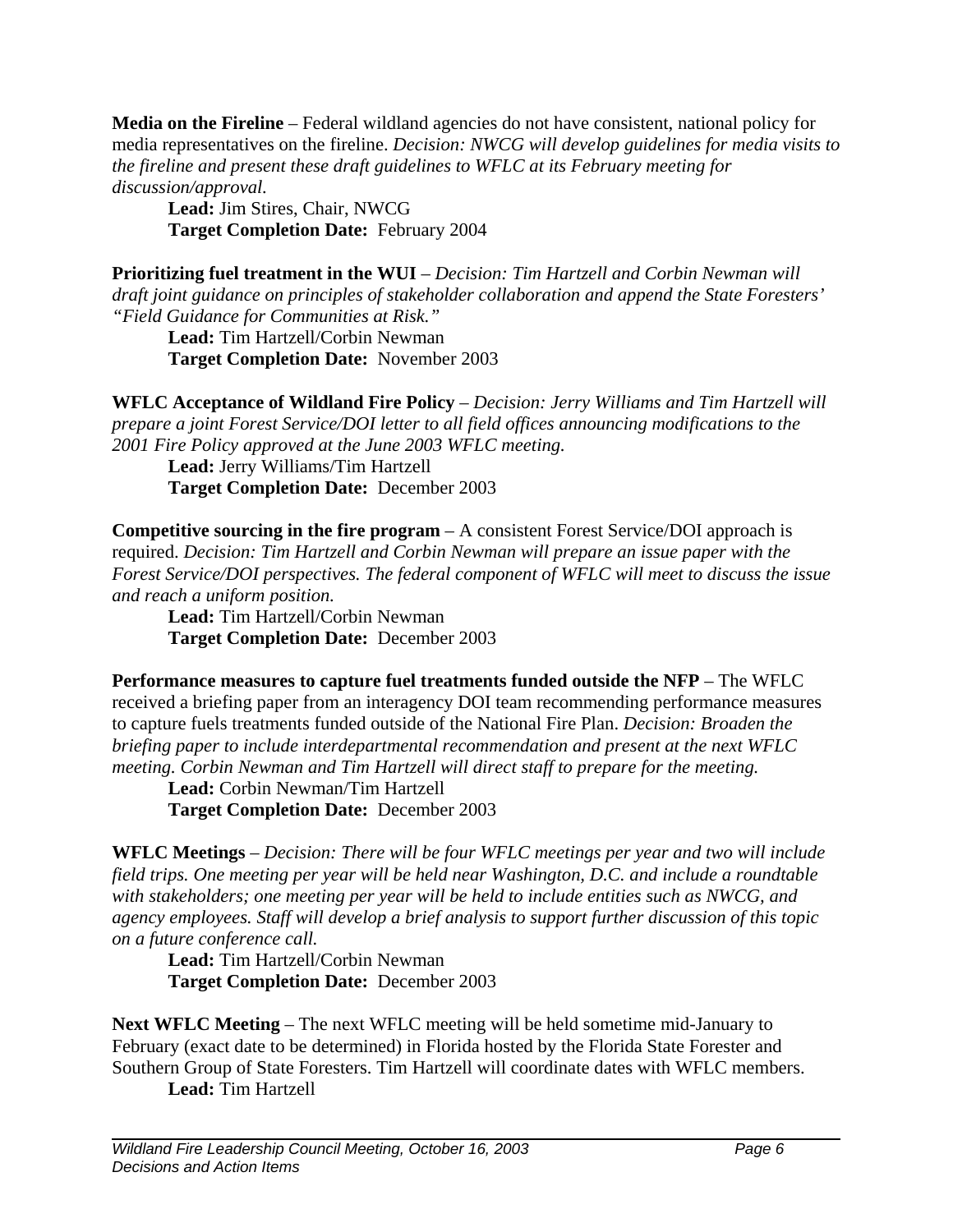**Media on the Fireline** – Federal wildland agencies do not have consistent, national policy for media representatives on the fireline. *Decision: NWCG will develop guidelines for media visits to the fireline and present these draft guidelines to WFLC at its February meeting for discussion/approval.*

**Lead:** Jim Stires, Chair, NWCG
**Target Completion Date:** February 2004

**Prioritizing fuel treatment in the WUI** – *Decision: Tim Hartzell and Corbin Newman will draft joint guidance on principles of stakeholder collaboration and append the State Foresters' "Field Guidance for Communities at Risk."*

**Lead:** Tim Hartzell/Corbin Newman
**Target Completion Date:** November 2003

**WFLC Acceptance of Wildland Fire Policy** – *Decision: Jerry Williams and Tim Hartzell will prepare a joint Forest Service/DOI letter to all field offices announcing modifications to the 2001 Fire Policy approved at the June 2003 WFLC meeting.*

**Lead:** Jerry Williams/Tim Hartzell
**Target Completion Date:** December 2003

**Competitive sourcing in the fire program** – A consistent Forest Service/DOI approach is required. *Decision: Tim Hartzell and Corbin Newman will prepare an issue paper with the Forest Service/DOI perspectives. The federal component of WFLC will meet to discuss the issue and reach a uniform position.*

**Lead:** Tim Hartzell/Corbin Newman
**Target Completion Date:** December 2003

**Performance measures to capture fuel treatments funded outside the NFP** – The WFLC received a briefing paper from an interagency DOI team recommending performance measures to capture fuels treatments funded outside of the National Fire Plan. *Decision: Broaden the briefing paper to include interdepartmental recommendation and present at the next WFLC meeting. Corbin Newman and Tim Hartzell will direct staff to prepare for the meeting.*

**Lead:** Corbin Newman/Tim Hartzell
**Target Completion Date:** December 2003

**WFLC Meetings** – *Decision: There will be four WFLC meetings per year and two will include field trips. One meeting per year will be held near Washington, D.C. and include a roundtable with stakeholders; one meeting per year will be held to include entities such as NWCG, and agency employees. Staff will develop a brief analysis to support further discussion of this topic on a future conference call.*

**Lead:** Tim Hartzell/Corbin Newman
**Target Completion Date:** December 2003

**Next WFLC Meeting** – The next WFLC meeting will be held sometime mid-January to February (exact date to be determined) in Florida hosted by the Florida State Forester and Southern Group of State Foresters. Tim Hartzell will coordinate dates with WFLC members.

**Lead:** Tim Hartzell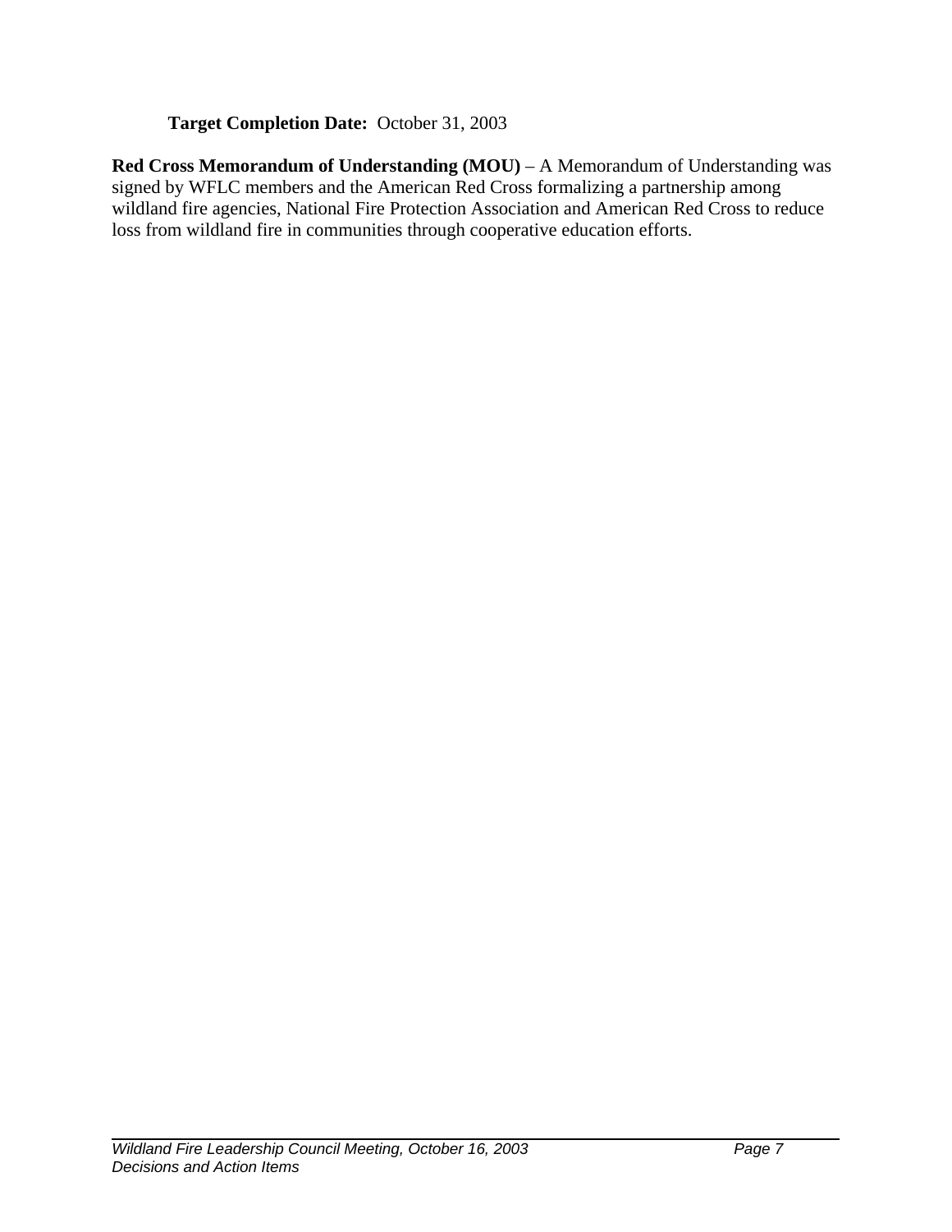**Target Completion Date:** October 31, 2003

**Red Cross Memorandum of Understanding (MOU)** – A Memorandum of Understanding was signed by WFLC members and the American Red Cross formalizing a partnership among wildland fire agencies, National Fire Protection Association and American Red Cross to reduce loss from wildland fire in communities through cooperative education efforts.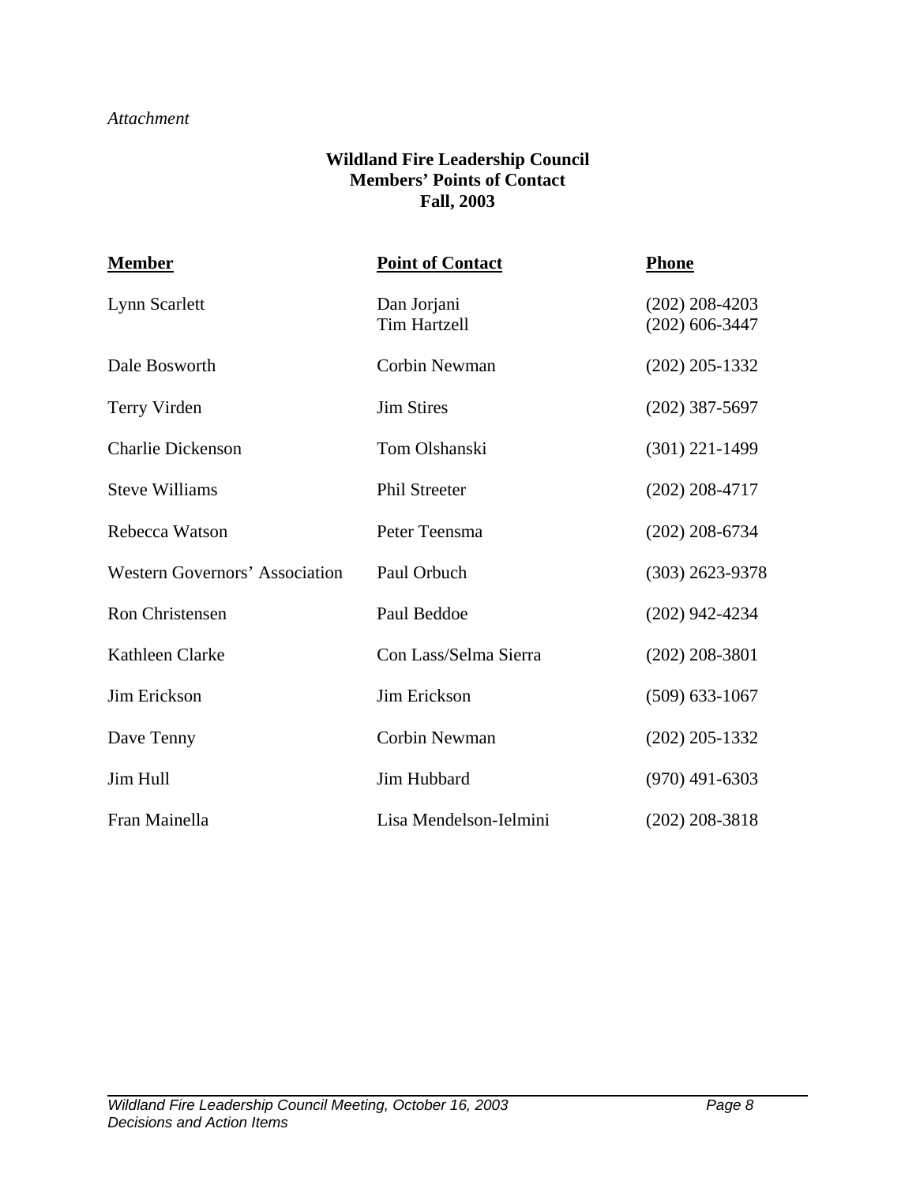*Attachment*

**Wildland Fire Leadership Council**
**Members' Points of Contact**
**Fall, 2003**

| Member | Point of Contact | Phone |
|---|---|---|
| Lynn Scarlett | Dan Jorjani<br>Tim Hartzell | (202) 208-4203<br>(202) 606-3447 |
| Dale Bosworth | Corbin Newman | (202) 205-1332 |
| Terry Virden | Jim Stires | (202) 387-5697 |
| Charlie Dickenson | Tom Olshanski | (301) 221-1499 |
| Steve Williams | Phil Streeter | (202) 208-4717 |
| Rebecca Watson | Peter Teensma | (202) 208-6734 |
| Western Governors' Association | Paul Orbuch | (303) 2623-9378 |
| Ron Christensen | Paul Beddoe | (202) 942-4234 |
| Kathleen Clarke | Con Lass/Selma Sierra | (202) 208-3801 |
| Jim Erickson | Jim Erickson | (509) 633-1067 |
| Dave Tenny | Corbin Newman | (202) 205-1332 |
| Jim Hull | Jim Hubbard | (970) 491-6303 |
| Fran Mainella | Lisa Mendelson-Ielmini | (202) 208-3818 |